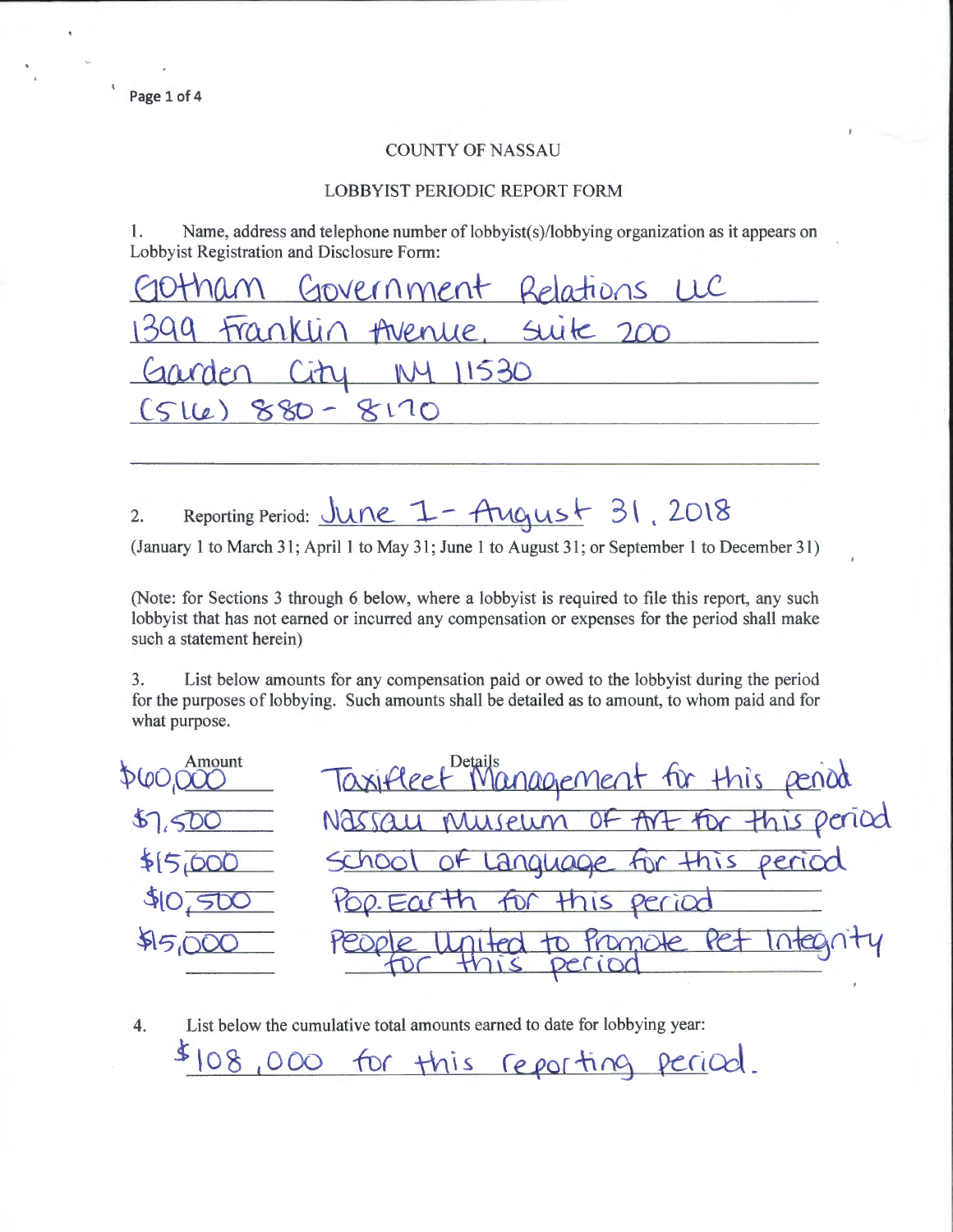COUNTY OF NASSAU

LOBBYIST PERIODIC REPORT FORM

1. Name, address and telephone number of lobbyist(s)/lobbying organization as it appears on Lobbyist Registration and Disclosure Form:

Gotham Government Relations LLC
1399 Franklin Avenue, Suite 200
Garden City NY 11530
(516) 880-8170

2. Reporting Period: June 1 - August 31, 2018

(January 1 to March 31; April 1 to May 31; June 1 to August 31; or September 1 to December 31)

(Note: for Sections 3 through 6 below, where a lobbyist is required to file this report, any such lobbyist that has not earned or incurred any compensation or expenses for the period shall make such a statement herein)

3. List below amounts for any compensation paid or owed to the lobbyist during the period for the purposes of lobbying. Such amounts shall be detailed as to amount, to whom paid and for what purpose.

| Amount | Details |
|---|---|
| $60,000 | Taxifleet Management for this period |
| $7,500 | Nassau Museum of Art for this period |
| $15,000 | School of Language for this period |
| $10,500 | Pop.Earth for this period |
| $15,000 | People United to Promote Pet Integrity for this period |

4. List below the cumulative total amounts earned to date for lobbying year:

$108,000 for this reporting period.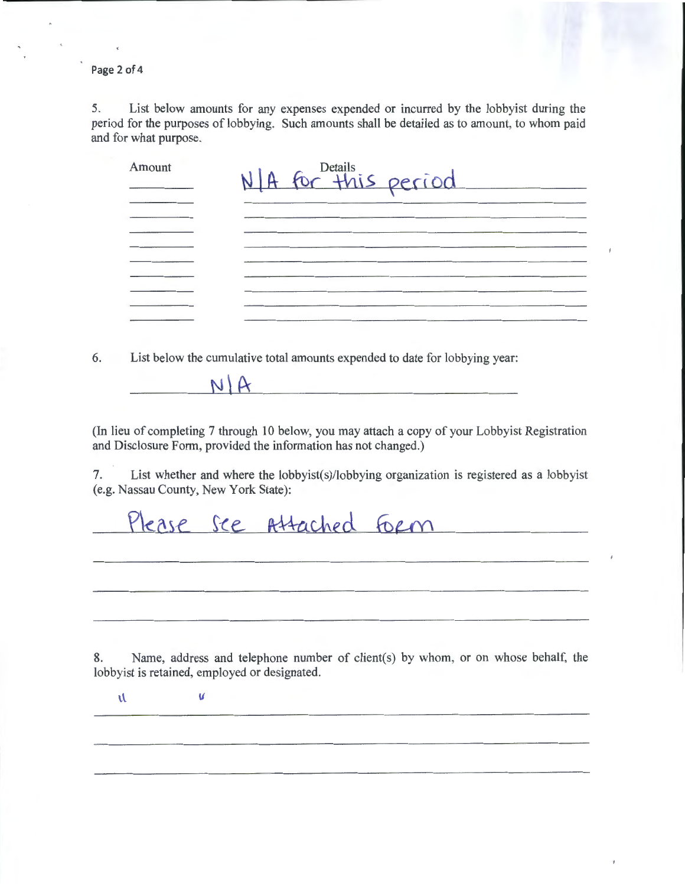5. List below amounts for any expenses expended or incurred by the lobbyist during the period for the purposes of lobbying. Such amounts shall be detailed as to amount, to whom paid and for what purpose.

| Amount | Details |
|---|---|
| | N/A for this period |

6. List below the cumulative total amounts expended to date for lobbying year:

N/A

(In lieu of completing 7 through 10 below, you may attach a copy of your Lobbyist Registration and Disclosure Form, provided the information has not changed.)

7. List whether and where the lobbyist(s)/lobbying organization is registered as a lobbyist (e.g. Nassau County, New York State):

Please See Attached form

8. Name, address and telephone number of client(s) by whom, or on whose behalf, the lobbyist is retained, employed or designated.

" "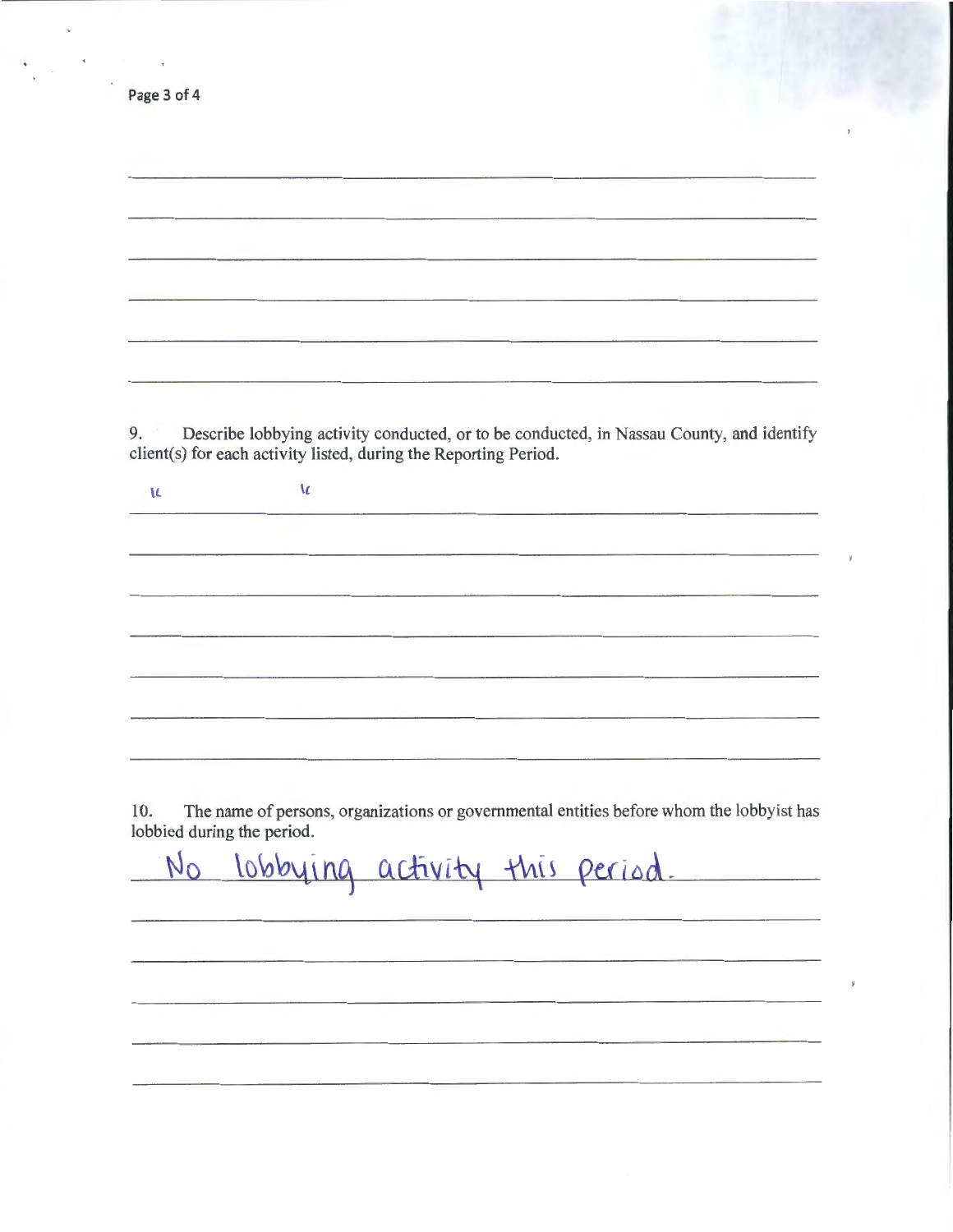9. Describe lobbying activity conducted, or to be conducted, in Nassau County, and identify client(s) for each activity listed, during the Reporting Period.

" "

10. The name of persons, organizations or governmental entities before whom the lobbyist has lobbied during the period.

No lobbying activity this period.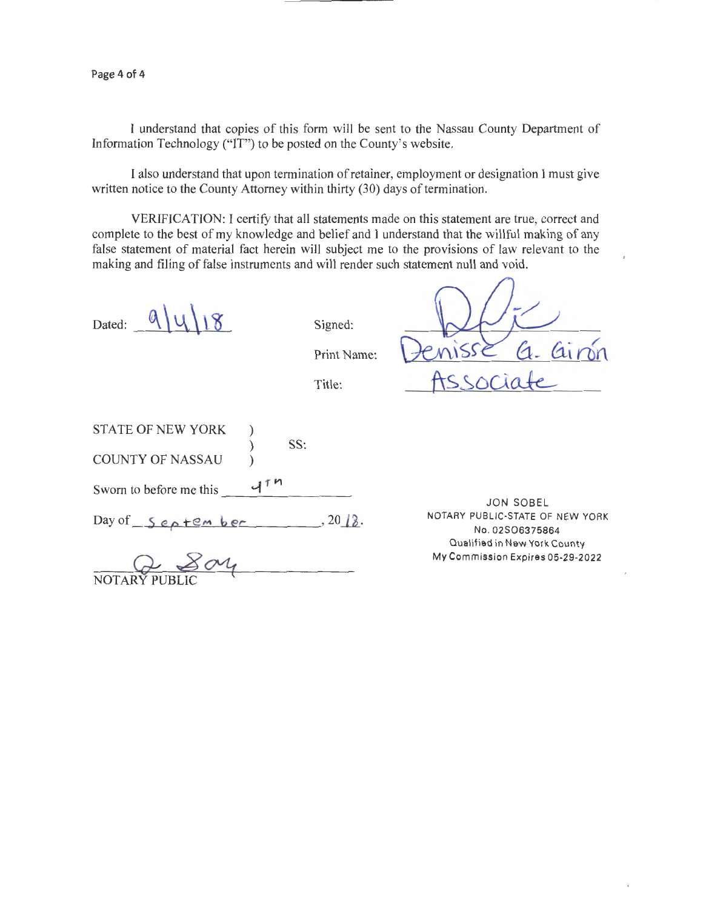I understand that copies of this form will be sent to the Nassau County Department of Information Technology ("IT") to be posted on the County's website.

I also understand that upon termination of retainer, employment or designation I must give written notice to the County Attorney within thirty (30) days of termination.

VERIFICATION: I certify that all statements made on this statement are true, correct and complete to the best of my knowledge and belief and I understand that the willful making of any false statement of material fact herein will subject me to the provisions of law relevant to the making and filing of false instruments and will render such statement null and void.

Dated: 9/4/18

Signed: [signature]

Print Name: Denisse G. Girón

Title: Associate

STATE OF NEW YORK )
) SS:
COUNTY OF NASSAU )

Sworn to before me this 4th

Day of September, 2018.

[signature]
NOTARY PUBLIC

JON SOBEL
NOTARY PUBLIC-STATE OF NEW YORK
No. 02SO6375864
Qualified in New York County
My Commission Expires 05-29-2022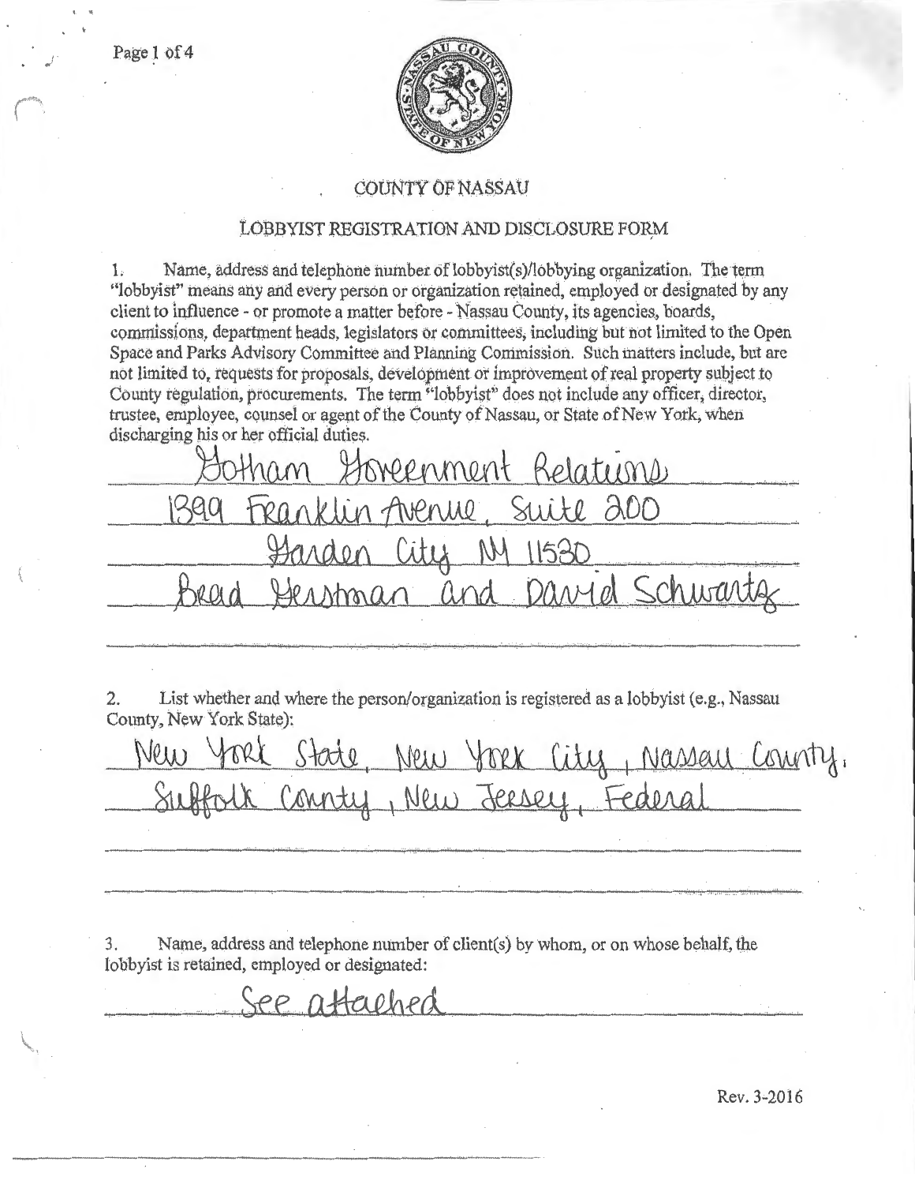# COUNTY OF NASSAU

## LOBBYIST REGISTRATION AND DISCLOSURE FORM

1. Name, address and telephone number of lobbyist(s)/lobbying organization. The term "lobbyist" means any and every person or organization retained, employed or designated by any client to influence - or promote a matter before - Nassau County, its agencies, boards, commissions, department heads, legislators or committees, including but not limited to the Open Space and Parks Advisory Committee and Planning Commission. Such matters include, but are not limited to, requests for proposals, development or improvement of real property subject to County regulation, procurements. The term "lobbyist" does not include any officer, director, trustee, employee, counsel or agent of the County of Nassau, or State of New York, when discharging his or her official duties.

Gotham Government Relations
1399 Franklin Avenue, Suite 200
Garden City NY 11530
Brad Gerstman and David Schwartz

2. List whether and where the person/organization is registered as a lobbyist (e.g., Nassau County, New York State):

New York State, New York City, Nassau County, Suffolk County, New Jersey, Federal

3. Name, address and telephone number of client(s) by whom, or on whose behalf, the lobbyist is retained, employed or designated:

See attached

Rev. 3-2016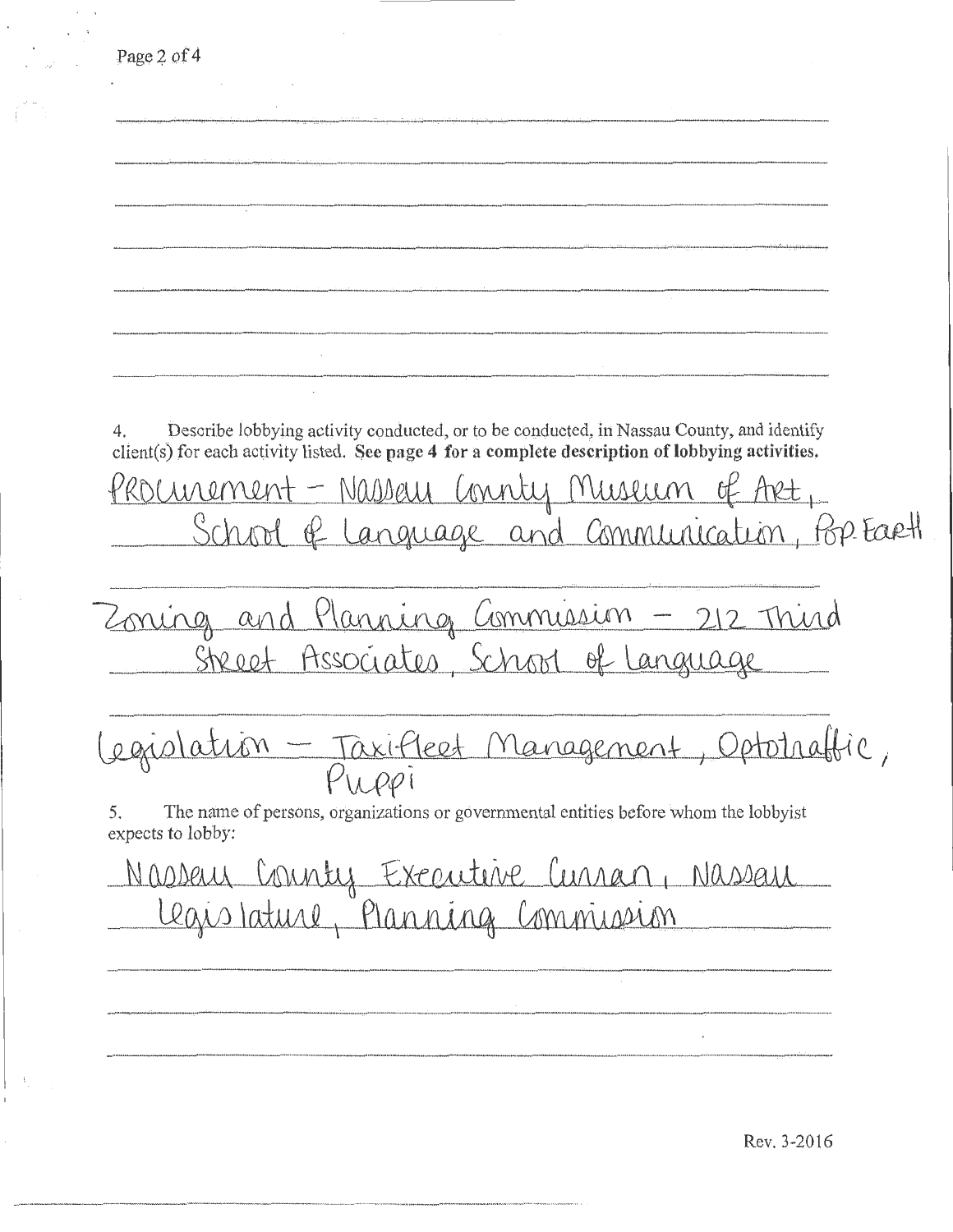4. Describe lobbying activity conducted, or to be conducted, in Nassau County, and identify client(s) for each activity listed. **See page 4 for a complete description of lobbying activities.**

Procurement - Nassau County Museum of Art, School of Language and Communication, Pop Earth

Zoning and Planning Commission - 212 Third Street Associates, School of Language

Legislation - Taxi-fleet Management, Optotraffic, Puppi

5. The name of persons, organizations or governmental entities before whom the lobbyist expects to lobby:

Nassau County Executive Curran, Nassau Legislature, Planning Commission

Rev. 3-2016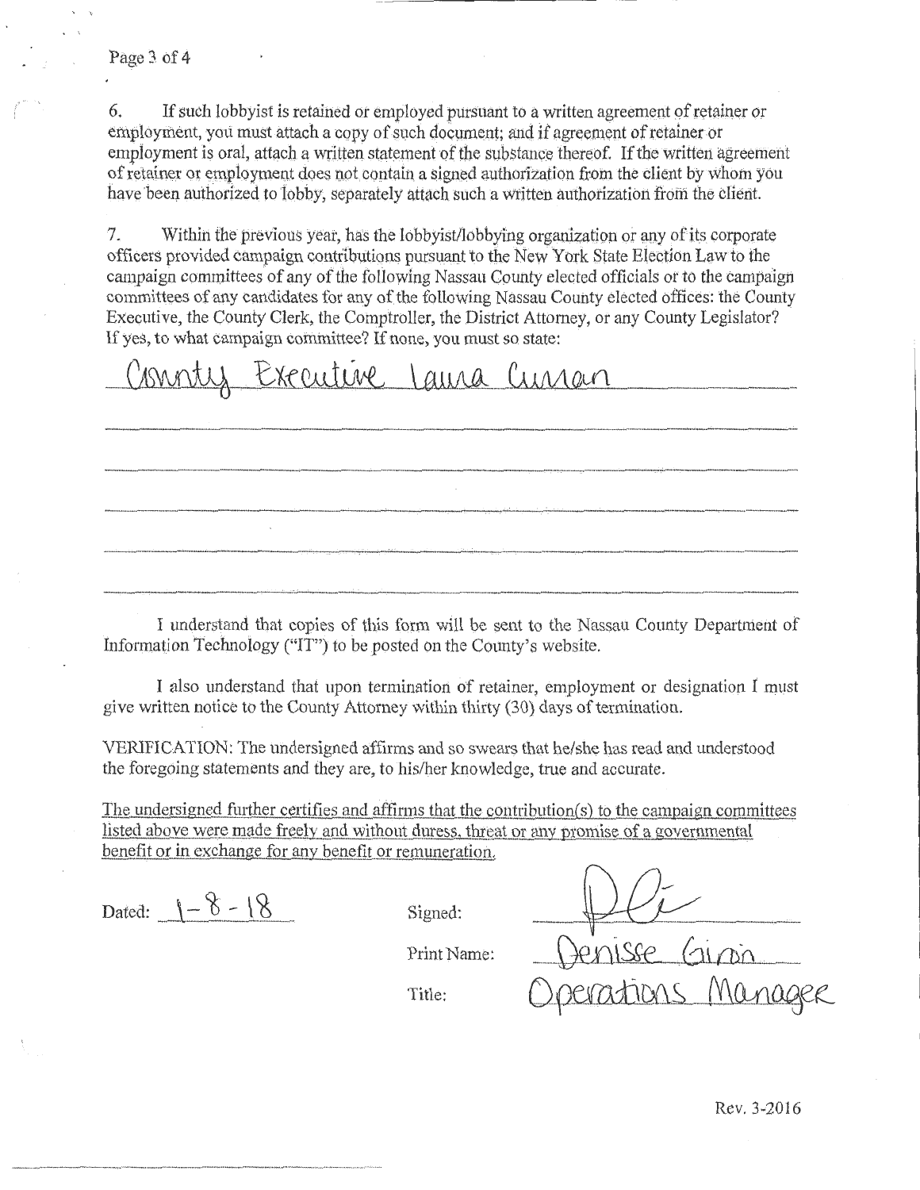6. If such lobbyist is retained or employed pursuant to a written agreement of retainer or employment, you must attach a copy of such document; and if agreement of retainer or employment is oral, attach a written statement of the substance thereof. If the written agreement of retainer or employment does not contain a signed authorization from the client by whom you have been authorized to lobby, separately attach such a written authorization from the client.

7. Within the previous year, has the lobbyist/lobbying organization or any of its corporate officers provided campaign contributions pursuant to the New York State Election Law to the campaign committees of any of the following Nassau County elected officials or to the campaign committees of any candidates for any of the following Nassau County elected offices: the County Executive, the County Clerk, the Comptroller, the District Attorney, or any County Legislator? If yes, to what campaign committee? If none, you must so state:

County Executive Laura Curran

I understand that copies of this form will be sent to the Nassau County Department of Information Technology ("IT") to be posted on the County's website.

I also understand that upon termination of retainer, employment or designation I must give written notice to the County Attorney within thirty (30) days of termination.

VERIFICATION: The undersigned affirms and so swears that he/she has read and understood the foregoing statements and they are, to his/her knowledge, true and accurate.

<u>The undersigned further certifies and affirms that the contribution(s) to the campaign committees listed above were made freely and without duress, threat or any promise of a governmental benefit or in exchange for any benefit or remuneration.</u>

Dated: 1-8-18

Signed: [signature]

Print Name: Denisse Giron

Title: Operations Manager

Rev. 3-2016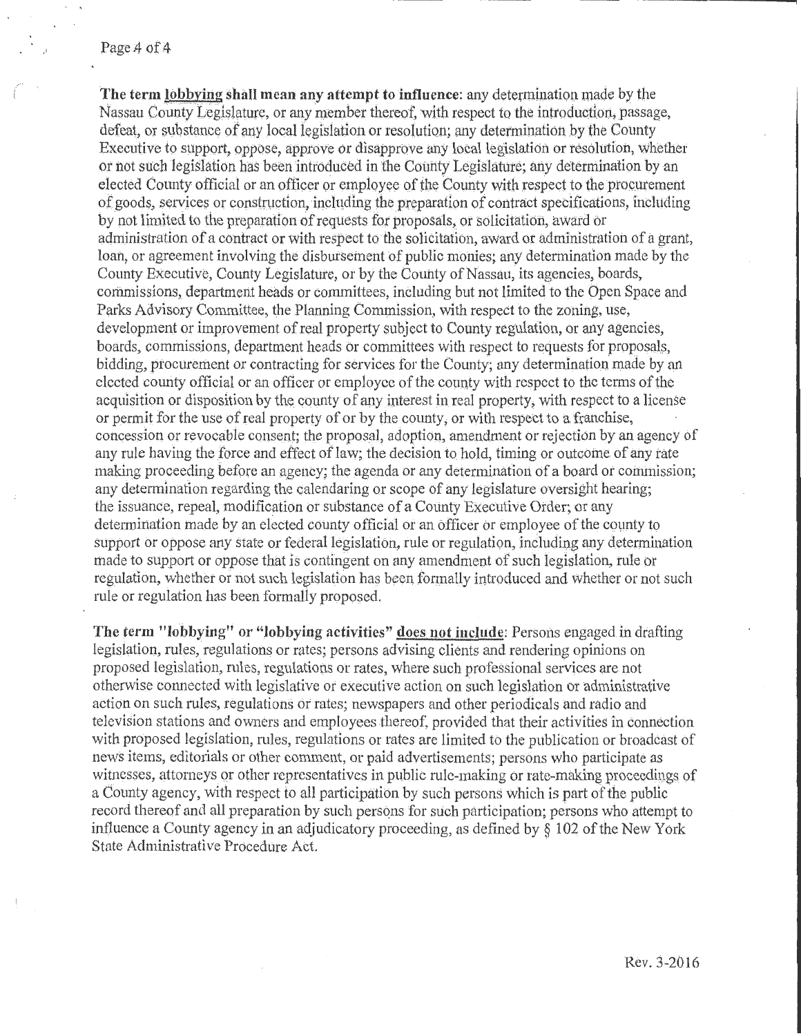**The term <u>lobbying</u> shall mean any attempt to influence**: any determination made by the Nassau County Legislature, or any member thereof, with respect to the introduction, passage, defeat, or substance of any local legislation or resolution; any determination by the County Executive to support, oppose, approve or disapprove any local legislation or resolution, whether or not such legislation has been introduced in the County Legislature; any determination by an elected County official or an officer or employee of the County with respect to the procurement of goods, services or construction, including the preparation of contract specifications, including by not limited to the preparation of requests for proposals, or solicitation, award or administration of a contract or with respect to the solicitation, award or administration of a grant, loan, or agreement involving the disbursement of public monies; any determination made by the County Executive, County Legislature, or by the County of Nassau, its agencies, boards, commissions, department heads or committees, including but not limited to the Open Space and Parks Advisory Committee, the Planning Commission, with respect to the zoning, use, development or improvement of real property subject to County regulation, or any agencies, boards, commissions, department heads or committees with respect to requests for proposals, bidding, procurement or contracting for services for the County; any determination made by an elected county official or an officer or employee of the county with respect to the terms of the acquisition or disposition by the county of any interest in real property, with respect to a license or permit for the use of real property of or by the county, or with respect to a franchise, concession or revocable consent; the proposal, adoption, amendment or rejection by an agency of any rule having the force and effect of law; the decision to hold, timing or outcome of any rate making proceeding before an agency; the agenda or any determination of a board or commission; any determination regarding the calendaring or scope of any legislature oversight hearing; the issuance, repeal, modification or substance of a County Executive Order; or any determination made by an elected county official or an officer or employee of the county to support or oppose any state or federal legislation, rule or regulation, including any determination made to support or oppose that is contingent on any amendment of such legislation, rule or regulation, whether or not such legislation has been formally introduced and whether or not such rule or regulation has been formally proposed.

**The term "lobbying" or "lobbying activities" <u>does not include</u>**: Persons engaged in drafting legislation, rules, regulations or rates; persons advising clients and rendering opinions on proposed legislation, rules, regulations or rates, where such professional services are not otherwise connected with legislative or executive action on such legislation or administrative action on such rules, regulations or rates; newspapers and other periodicals and radio and television stations and owners and employees thereof, provided that their activities in connection with proposed legislation, rules, regulations or rates are limited to the publication or broadcast of news items, editorials or other comment, or paid advertisements; persons who participate as witnesses, attorneys or other representatives in public rule-making or rate-making proceedings of a County agency, with respect to all participation by such persons which is part of the public record thereof and all preparation by such persons for such participation; persons who attempt to influence a County agency in an adjudicatory proceeding, as defined by § 102 of the New York State Administrative Procedure Act.

Rev. 3-2016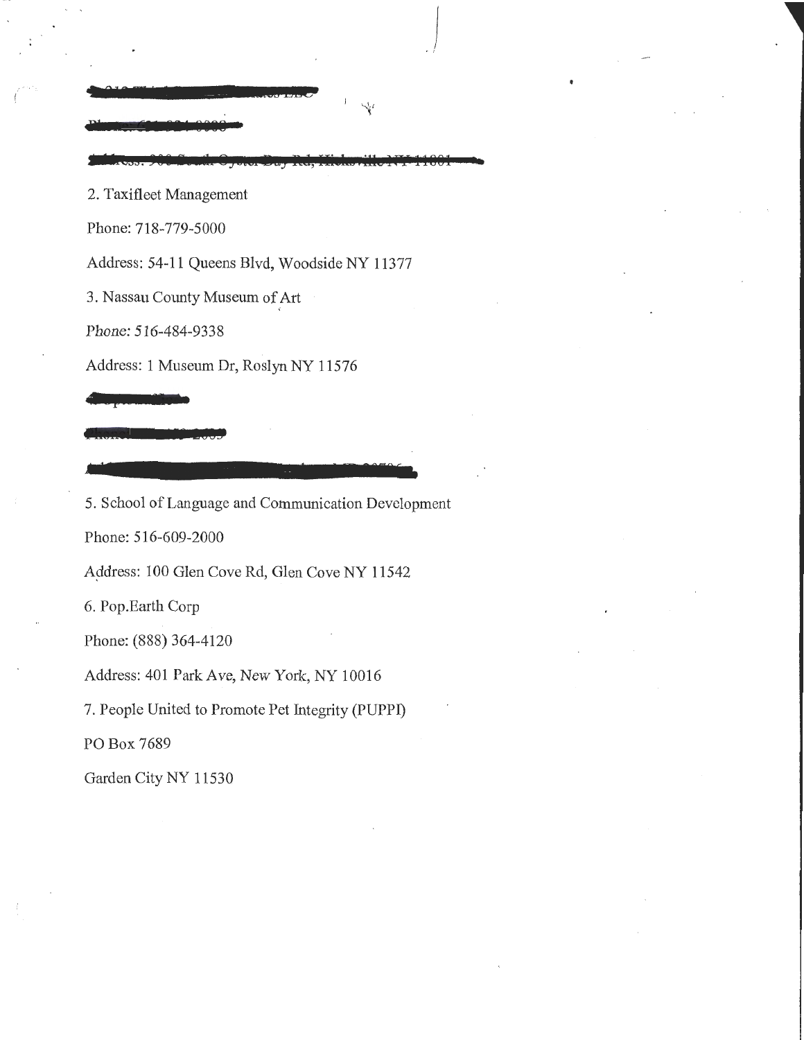2. Taxifleet Management

Phone: 718-779-5000

Address: 54-11 Queens Blvd, Woodside NY 11377

3. Nassau County Museum of Art

*Phone:* 516-484-9338

Address: 1 Museum Dr, Roslyn NY 11576

5. School of Language and Communication Development

Phone: 516-609-2000

Address: 100 Glen Cove Rd, Glen Cove NY 11542

6. Pop.Earth Corp

Phone: (888) 364-4120

Address: 401 Park Ave, New York, NY 10016

7. People United to Promote Pet Integrity (PUPPI)

PO Box 7689

Garden City NY 11530